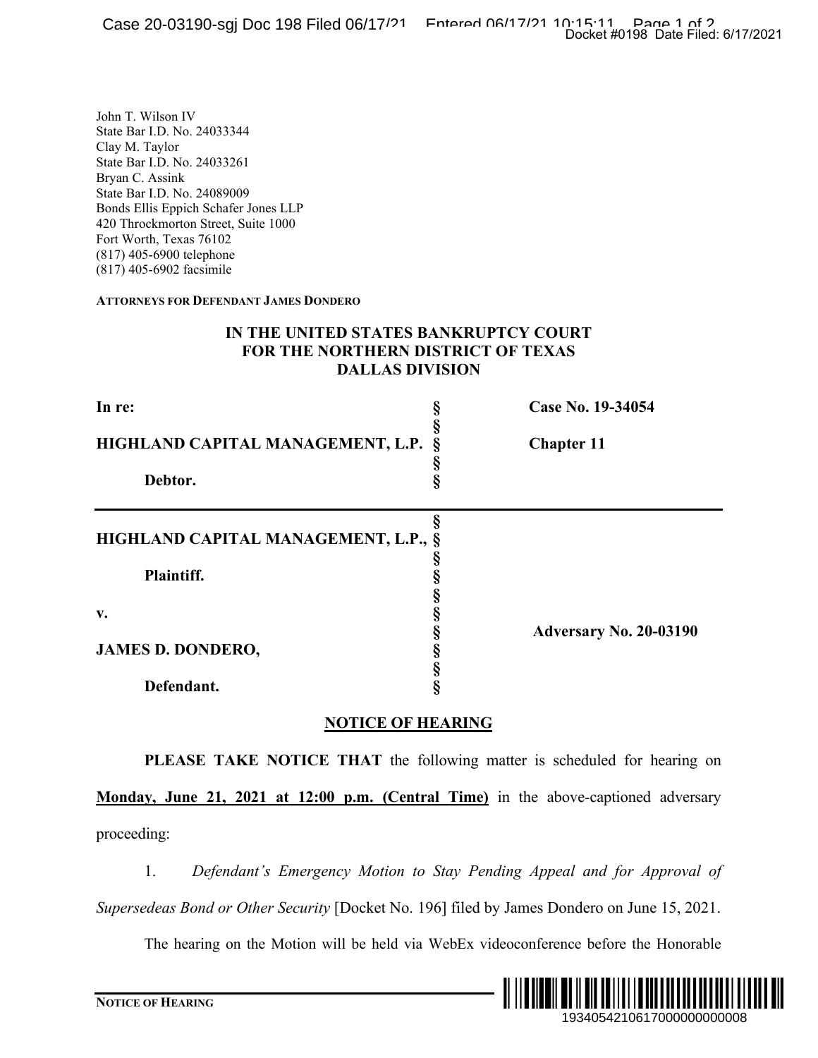John T. Wilson IV
State Bar I.D. No. 24033344
Clay M. Taylor
State Bar I.D. No. 24033261
Bryan C. Assink
State Bar I.D. No. 24089009
Bonds Ellis Eppich Schafer Jones LLP
420 Throckmorton Street, Suite 1000
Fort Worth, Texas 76102
(817) 405-6900 telephone
(817) 405-6902 facsimile

**ATTORNEYS FOR DEFENDANT JAMES DONDERO**

**IN THE UNITED STATES BANKRUPTCY COURT**
**FOR THE NORTHERN DISTRICT OF TEXAS**
**DALLAS DIVISION**

| | | |
|---|---|---|
| **In re:** | § | **Case No. 19-34054** |
| **HIGHLAND CAPITAL MANAGEMENT, L.P.** | § | **Chapter 11** |
| **Debtor.** | § | |

| | | |
|---|---|---|
| **HIGHLAND CAPITAL MANAGEMENT, L.P.,** | § | |
| **Plaintiff.** | § | |
| **v.** | § | **Adversary No. 20-03190** |
| **JAMES D. DONDERO,** | § | |
| **Defendant.** | § | |

**NOTICE OF HEARING**

**PLEASE TAKE NOTICE THAT** the following matter is scheduled for hearing on **Monday, June 21, 2021 at 12:00 p.m. (Central Time)** in the above-captioned adversary proceeding:

1. *Defendant's Emergency Motion to Stay Pending Appeal and for Approval of Supersedeas Bond or Other Security* [Docket No. 196] filed by James Dondero on June 15, 2021.

The hearing on the Motion will be held via WebEx videoconference before the Honorable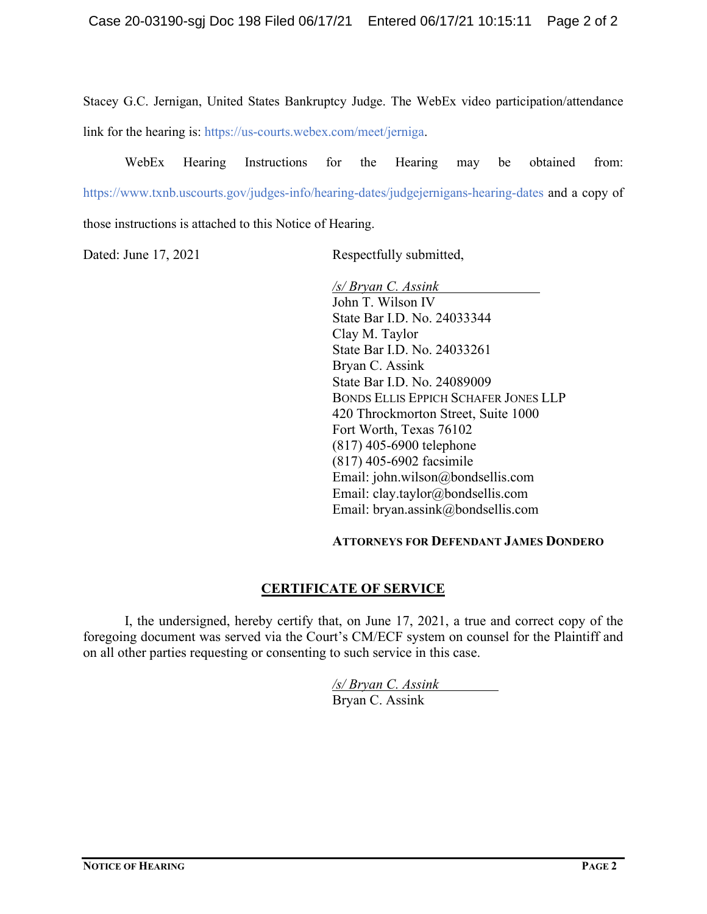Stacey G.C. Jernigan, United States Bankruptcy Judge. The WebEx video participation/attendance link for the hearing is: https://us-courts.webex.com/meet/jerniga.

WebEx Hearing Instructions for the Hearing may be obtained from: https://www.txnb.uscourts.gov/judges-info/hearing-dates/judgejernigans-hearing-dates and a copy of those instructions is attached to this Notice of Hearing.

Dated: June 17, 2021

Respectfully submitted,

*/s/ Bryan C. Assink*
John T. Wilson IV
State Bar I.D. No. 24033344
Clay M. Taylor
State Bar I.D. No. 24033261
Bryan C. Assink
State Bar I.D. No. 24089009
BONDS ELLIS EPPICH SCHAFER JONES LLP
420 Throckmorton Street, Suite 1000
Fort Worth, Texas 76102
(817) 405-6900 telephone
(817) 405-6902 facsimile
Email: john.wilson@bondsellis.com
Email: clay.taylor@bondsellis.com
Email: bryan.assink@bondsellis.com

**ATTORNEYS FOR DEFENDANT JAMES DONDERO**

## CERTIFICATE OF SERVICE

I, the undersigned, hereby certify that, on June 17, 2021, a true and correct copy of the foregoing document was served via the Court's CM/ECF system on counsel for the Plaintiff and on all other parties requesting or consenting to such service in this case.

*/s/ Bryan C. Assink*
Bryan C. Assink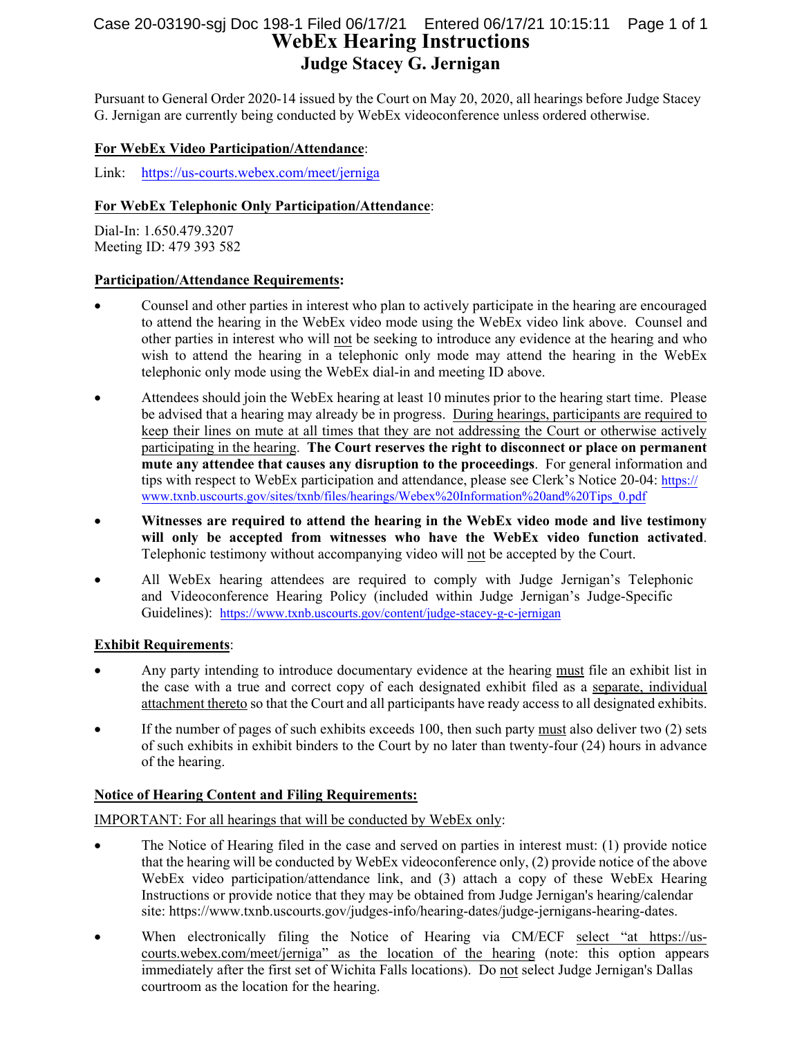# WebEx Hearing Instructions
## Judge Stacey G. Jernigan

Pursuant to General Order 2020-14 issued by the Court on May 20, 2020, all hearings before Judge Stacey G. Jernigan are currently being conducted by WebEx videoconference unless ordered otherwise.

**For WebEx Video Participation/Attendance**:

Link: https://us-courts.webex.com/meet/jerniga

**For WebEx Telephonic Only Participation/Attendance**:

Dial-In: 1.650.479.3207
Meeting ID: 479 393 582

**Participation/Attendance Requirements:**

- Counsel and other parties in interest who plan to actively participate in the hearing are encouraged to attend the hearing in the WebEx video mode using the WebEx video link above. Counsel and other parties in interest who will not be seeking to introduce any evidence at the hearing and who wish to attend the hearing in a telephonic only mode may attend the hearing in the WebEx telephonic only mode using the WebEx dial-in and meeting ID above.
- Attendees should join the WebEx hearing at least 10 minutes prior to the hearing start time. Please be advised that a hearing may already be in progress. During hearings, participants are required to keep their lines on mute at all times that they are not addressing the Court or otherwise actively participating in the hearing. **The Court reserves the right to disconnect or place on permanent mute any attendee that causes any disruption to the proceedings**. For general information and tips with respect to WebEx participation and attendance, please see Clerk's Notice 20-04: https://www.txnb.uscourts.gov/sites/txnb/files/hearings/Webex%20Information%20and%20Tips_0.pdf
- **Witnesses are required to attend the hearing in the WebEx video mode and live testimony will only be accepted from witnesses who have the WebEx video function activated**. Telephonic testimony without accompanying video will not be accepted by the Court.
- All WebEx hearing attendees are required to comply with Judge Jernigan's Telephonic and Videoconference Hearing Policy (included within Judge Jernigan's Judge-Specific Guidelines): https://www.txnb.uscourts.gov/content/judge-stacey-g-c-jernigan

**Exhibit Requirements**:

- Any party intending to introduce documentary evidence at the hearing must file an exhibit list in the case with a true and correct copy of each designated exhibit filed as a separate, individual attachment thereto so that the Court and all participants have ready access to all designated exhibits.
- If the number of pages of such exhibits exceeds 100, then such party must also deliver two (2) sets of such exhibits in exhibit binders to the Court by no later than twenty-four (24) hours in advance of the hearing.

**Notice of Hearing Content and Filing Requirements:**

IMPORTANT: For all hearings that will be conducted by WebEx only:

- The Notice of Hearing filed in the case and served on parties in interest must: (1) provide notice that the hearing will be conducted by WebEx videoconference only, (2) provide notice of the above WebEx video participation/attendance link, and (3) attach a copy of these WebEx Hearing Instructions or provide notice that they may be obtained from Judge Jernigan's hearing/calendar site: https://www.txnb.uscourts.gov/judges-info/hearing-dates/judge-jernigans-hearing-dates.
- When electronically filing the Notice of Hearing via CM/ECF select "at https://us-courts.webex.com/meet/jerniga" as the location of the hearing (note: this option appears immediately after the first set of Wichita Falls locations). Do not select Judge Jernigan's Dallas courtroom as the location for the hearing.